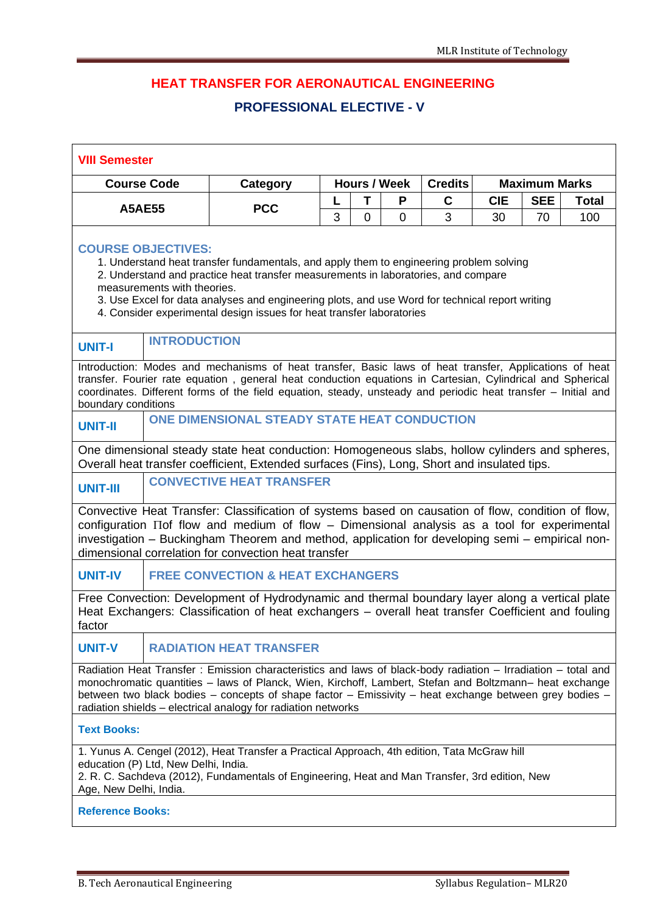# HEAT TRANSFER FOR AERONAUTICAL ENGINEERING

## PROFESSIONAL ELECTIVE - V

**VIII Semester**

| Course Code | Category | Hours / Week | | | Credits | Maximum Marks | | |
|---|---|---|---|---|---|---|---|---|
| | | L | T | P | C | CIE | SEE | Total |
| A5AE55 | PCC | 3 | 0 | 0 | 3 | 30 | 70 | 100 |

**COURSE OBJECTIVES:**

1. Understand heat transfer fundamentals, and apply them to engineering problem solving
2. Understand and practice heat transfer measurements in laboratories, and compare measurements with theories.
3. Use Excel for data analyses and engineering plots, and use Word for technical report writing
4. Consider experimental design issues for heat transfer laboratories

### UNIT-I INTRODUCTION

Introduction: Modes and mechanisms of heat transfer, Basic laws of heat transfer, Applications of heat transfer. Fourier rate equation , general heat conduction equations in Cartesian, Cylindrical and Spherical coordinates. Different forms of the field equation, steady, unsteady and periodic heat transfer – Initial and boundary conditions

### UNIT-II ONE DIMENSIONAL STEADY STATE HEAT CONDUCTION

One dimensional steady state heat conduction: Homogeneous slabs, hollow cylinders and spheres, Overall heat transfer coefficient, Extended surfaces (Fins), Long, Short and insulated tips.

### UNIT-III CONVECTIVE HEAT TRANSFER

Convective Heat Transfer: Classification of systems based on causation of flow, condition of flow, configuration Πof flow and medium of flow – Dimensional analysis as a tool for experimental investigation – Buckingham Theorem and method, application for developing semi – empirical non-dimensional correlation for convection heat transfer

### UNIT-IV FREE CONVECTION & HEAT EXCHANGERS

Free Convection: Development of Hydrodynamic and thermal boundary layer along a vertical plate Heat Exchangers: Classification of heat exchangers – overall heat transfer Coefficient and fouling factor

### UNIT-V RADIATION HEAT TRANSFER

Radiation Heat Transfer : Emission characteristics and laws of black-body radiation – Irradiation – total and monochromatic quantities – laws of Planck, Wien, Kirchoff, Lambert, Stefan and Boltzmann– heat exchange between two black bodies – concepts of shape factor – Emissivity – heat exchange between grey bodies – radiation shields – electrical analogy for radiation networks

**Text Books:**

1. Yunus A. Cengel (2012), Heat Transfer a Practical Approach, 4th edition, Tata McGraw hill education (P) Ltd, New Delhi, India.
2. R. C. Sachdeva (2012), Fundamentals of Engineering, Heat and Man Transfer, 3rd edition, New Age, New Delhi, India.

**Reference Books:**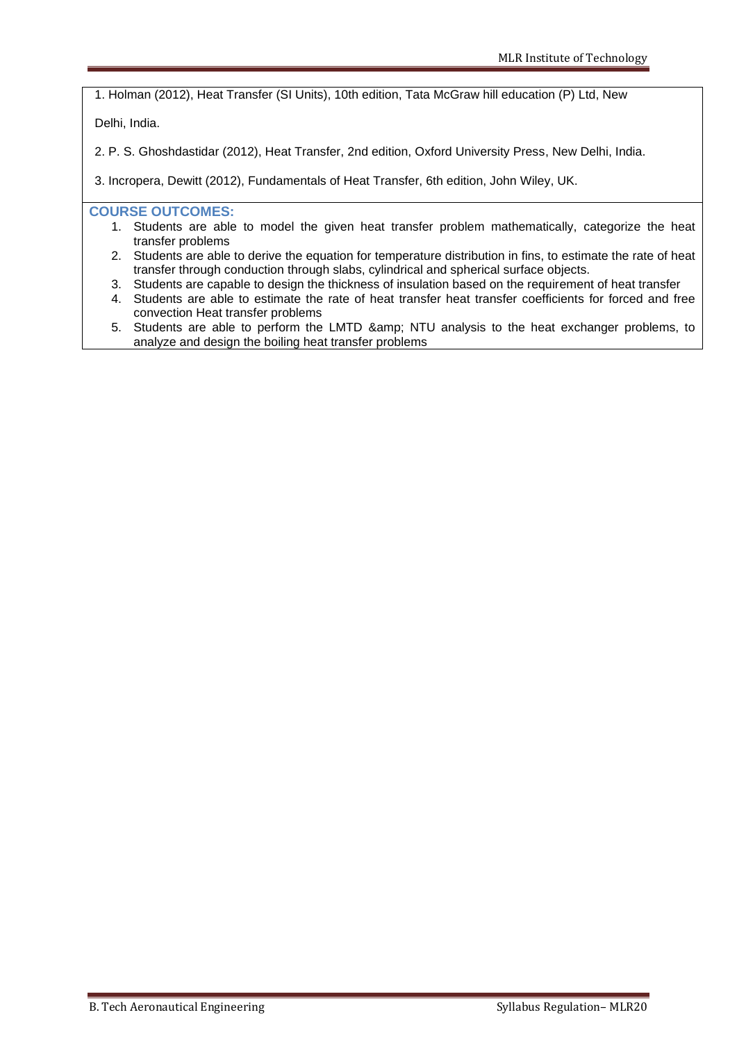1. Holman (2012), Heat Transfer (SI Units), 10th edition, Tata McGraw hill education (P) Ltd, New Delhi, India.

2. P. S. Ghoshdastidar (2012), Heat Transfer, 2nd edition, Oxford University Press, New Delhi, India.

3. Incropera, Dewitt (2012), Fundamentals of Heat Transfer, 6th edition, John Wiley, UK.

**COURSE OUTCOMES:**

1. Students are able to model the given heat transfer problem mathematically, categorize the heat transfer problems
2. Students are able to derive the equation for temperature distribution in fins, to estimate the rate of heat transfer through conduction through slabs, cylindrical and spherical surface objects.
3. Students are capable to design the thickness of insulation based on the requirement of heat transfer
4. Students are able to estimate the rate of heat transfer heat transfer coefficients for forced and free convection Heat transfer problems
5. Students are able to perform the LMTD &amp; NTU analysis to the heat exchanger problems, to analyze and design the boiling heat transfer problems